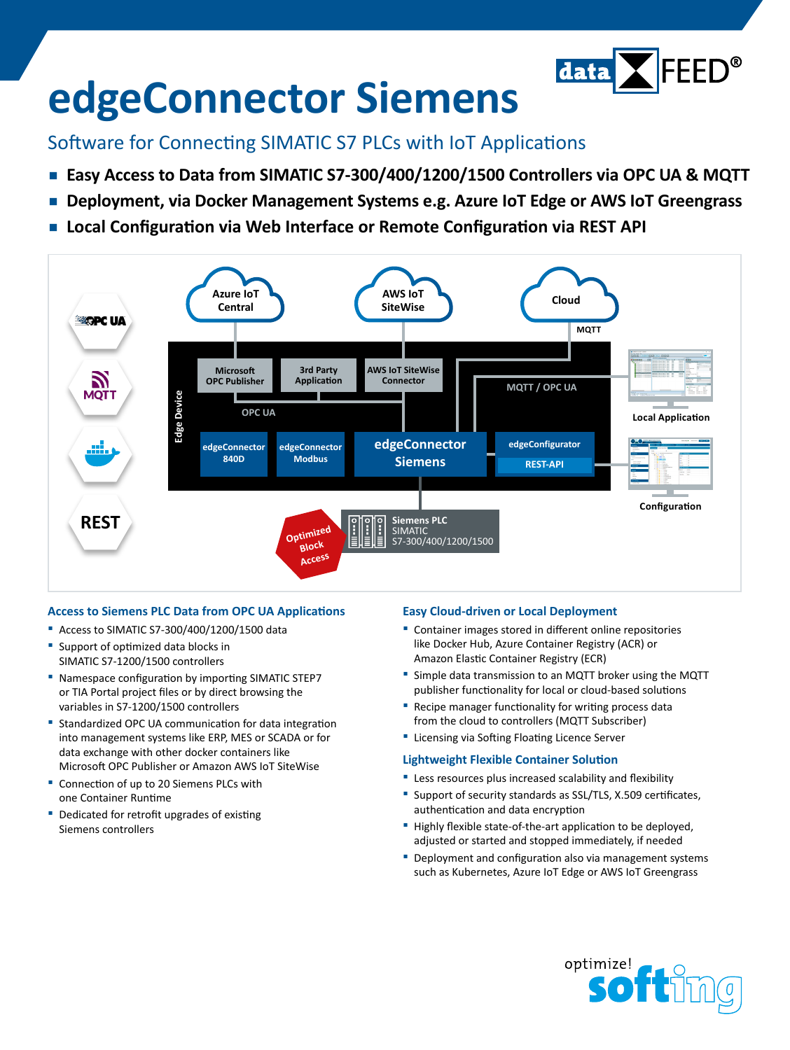# edgeConnector Siemens

## Software for Connecting SIMATIC S7 PLCs with IoT Applications

- **Easy Access to Data from SIMATIC S7-300/400/1200/1500 Controllers via OPC UA & MQTT**
- **Deployment, via Docker Management Systems e.g. Azure IoT Edge or AWS IoT Greengrass**
- **Local Configuration via Web Interface or Remote Configuration via REST API**

### Access to Siemens PLC Data from OPC UA Applications

- Access to SIMATIC S7-300/400/1200/1500 data
- Support of optimized data blocks in SIMATIC S7-1200/1500 controllers
- Namespace configuration by importing SIMATIC STEP7 or TIA Portal project files or by direct browsing the variables in S7-1200/1500 controllers
- Standardized OPC UA communication for data integration into management systems like ERP, MES or SCADA or for data exchange with other docker containers like Microsoft OPC Publisher or Amazon AWS IoT SiteWise
- Connection of up to 20 Siemens PLCs with one Container Runtime
- Dedicated for retrofit upgrades of existing Siemens controllers

### Easy Cloud-driven or Local Deployment

- Container images stored in different online repositories like Docker Hub, Azure Container Registry (ACR) or Amazon Elastic Container Registry (ECR)
- Simple data transmission to an MQTT broker using the MQTT publisher functionality for local or cloud-based solutions
- Recipe manager functionality for writing process data from the cloud to controllers (MQTT Subscriber)
- Licensing via Softing Floating Licence Server

### Lightweight Flexible Container Solution

- Less resources plus increased scalability and flexibility
- Support of security standards as SSL/TLS, X.509 certificates, authentication and data encryption
- Highly flexible state-of-the-art application to be deployed, adjusted or started and stopped immediately, if needed
- Deployment and configuration also via management systems such as Kubernetes, Azure IoT Edge or AWS IoT Greengrass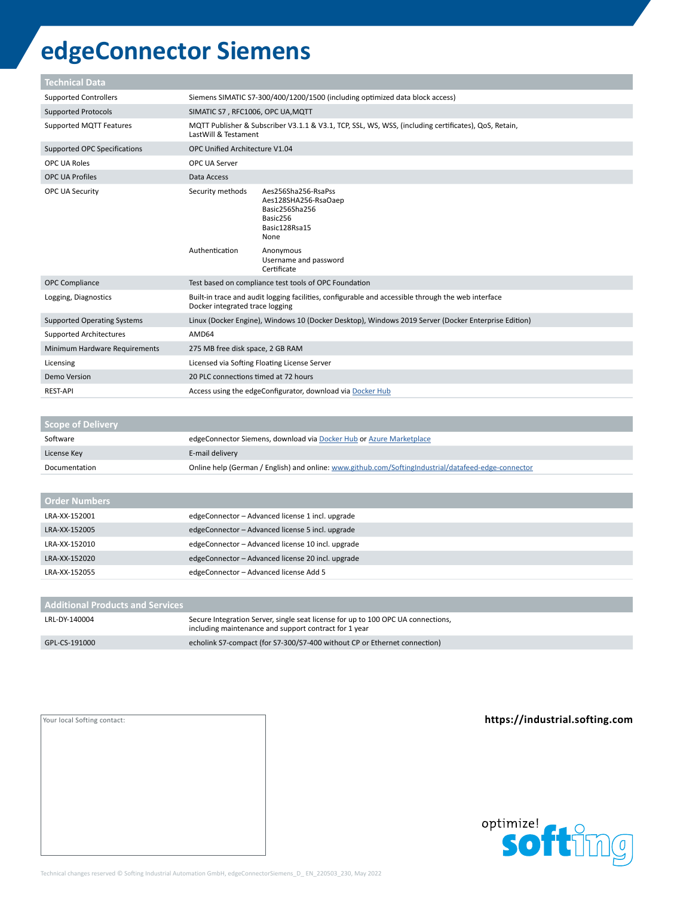# edgeConnector Siemens

| Technical Data | | |
|---|---|---|
| Supported Controllers | Siemens SIMATIC S7-300/400/1200/1500 (including optimized data block access) | |
| Supported Protocols | SIMATIC S7 , RFC1006, OPC UA,MQTT | |
| Supported MQTT Features | MQTT Publisher & Subscriber V3.1.1 & V3.1, TCP, SSL, WS, WSS, (including certificates), QoS, Retain, LastWill & Testament | |
| Supported OPC Specifications | OPC Unified Architecture V1.04 | |
| OPC UA Roles | OPC UA Server | |
| OPC UA Profiles | Data Access | |
| OPC UA Security | Security methods | Aes256Sha256-RsaPss<br>Aes128SHA256-RsaOaep<br>Basic256Sha256<br>Basic256<br>Basic128Rsa15<br>None |
| | Authentication | Anonymous<br>Username and password<br>Certificate |
| OPC Compliance | Test based on compliance test tools of OPC Foundation | |
| Logging, Diagnostics | Built-in trace and audit logging facilities, configurable and accessible through the web interface<br>Docker integrated trace logging | |
| Supported Operating Systems | Linux (Docker Engine), Windows 10 (Docker Desktop), Windows 2019 Server (Docker Enterprise Edition) | |
| Supported Architectures | AMD64 | |
| Minimum Hardware Requirements | 275 MB free disk space, 2 GB RAM | |
| Licensing | Licensed via Softing Floating License Server | |
| Demo Version | 20 PLC connections timed at 72 hours | |
| REST-API | Access using the edgeConfigurator, download via Docker Hub | |

| Scope of Delivery | |
|---|---|
| Software | edgeConnector Siemens, download via Docker Hub or Azure Marketplace |
| License Key | E-mail delivery |
| Documentation | Online help (German / English) and online: www.github.com/SoftingIndustrial/datafeed-edge-connector |

| Order Numbers | |
|---|---|
| LRA-XX-152001 | edgeConnector – Advanced license 1 incl. upgrade |
| LRA-XX-152005 | edgeConnector – Advanced license 5 incl. upgrade |
| LRA-XX-152010 | edgeConnector – Advanced license 10 incl. upgrade |
| LRA-XX-152020 | edgeConnector – Advanced license 20 incl. upgrade |
| LRA-XX-152055 | edgeConnector – Advanced license Add 5 |

| Additional Products and Services | |
|---|---|
| LRL-DY-140004 | Secure Integration Server, single seat license for up to 100 OPC UA connections, including maintenance and support contract for 1 year |
| GPL-CS-191000 | echolink S7-compact (for S7-300/S7-400 without CP or Ethernet connection) |

Your local Softing contact:

**https://industrial.softing.com**

optimize! softing

Technical changes reserved © Softing Industrial Automation GmbH, edgeConnectorSiemens_D_ EN_220503_230, May 2022